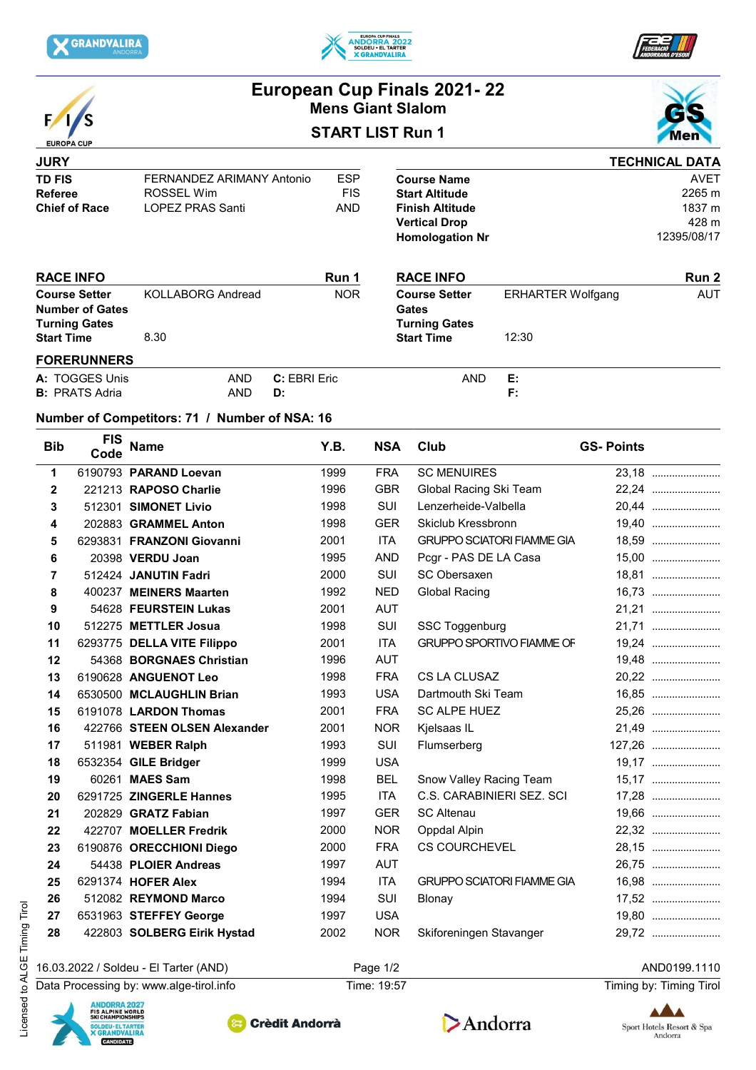# European Cup Finals 2021- 22

## Mens Giant Slalom

### START LIST Run 1

| JURY | | |
|---|---|---|
| TD FIS | FERNANDEZ ARIMANY Antonio | ESP |
| Referee | ROSSEL Wim | FIS |
| Chief of Race | LOPEZ PRAS Santi | AND |

| TECHNICAL DATA | |
|---|---|
| Course Name | AVET |
| Start Altitude | 2265 m |
| Finish Altitude | 1837 m |
| Vertical Drop | 428 m |
| Homologation Nr | 12395/08/17 |

| RACE INFO | | Run 1 |
|---|---|---|
| Course Setter | KOLLABORG Andread | NOR |
| Number of Gates | | |
| Turning Gates | | |
| Start Time | 8.30 | |

| RACE INFO | | Run 2 |
|---|---|---|
| Course Setter | ERHARTER Wolfgang | AUT |
| Gates | | |
| Turning Gates | | |
| Start Time | 12:30 | |

**FORERUNNERS**

| | | | | | |
|---|---|---|---|---|---|
| A: TOGGES Unis | AND | C: EBRI Eric | AND | E: | |
| B: PRATS Adria | AND | D: | | F: | |

**Number of Competitors: 71 / Number of NSA: 16**

| Bib | FIS Code | Name | Y.B. | NSA | Club | GS- Points |
|---|---|---|---|---|---|---|
| 1 | 6190793 | **PARAND Loevan** | 1999 | FRA | SC MENUIRES | 23,18 |
| 2 | 221213 | **RAPOSO Charlie** | 1996 | GBR | Global Racing Ski Team | 22,24 |
| 3 | 512301 | **SIMONET Livio** | 1998 | SUI | Lenzerheide-Valbella | 20,44 |
| 4 | 202883 | **GRAMMEL Anton** | 1998 | GER | Skiclub Kressbronn | 19,40 |
| 5 | 6293831 | **FRANZONI Giovanni** | 2001 | ITA | GRUPPO SCIATORI FIAMME GIA | 18,59 |
| 6 | 20398 | **VERDU Joan** | 1995 | AND | Pcgr - PAS DE LA Casa | 15,00 |
| 7 | 512424 | **JANUTIN Fadri** | 2000 | SUI | SC Obersaxen | 18,81 |
| 8 | 400237 | **MEINERS Maarten** | 1992 | NED | Global Racing | 16,73 |
| 9 | 54628 | **FEURSTEIN Lukas** | 2001 | AUT | | 21,21 |
| 10 | 512275 | **METTLER Josua** | 1998 | SUI | SSC Toggenburg | 21,71 |
| 11 | 6293775 | **DELLA VITE Filippo** | 2001 | ITA | GRUPPO SPORTIVO FIAMME OF | 19,24 |
| 12 | 54368 | **BORGNAES Christian** | 1996 | AUT | | 19,48 |
| 13 | 6190628 | **ANGUENOT Leo** | 1998 | FRA | CS LA CLUSAZ | 20,22 |
| 14 | 6530500 | **MCLAUGHLIN Brian** | 1993 | USA | Dartmouth Ski Team | 16,85 |
| 15 | 6191078 | **LARDON Thomas** | 2001 | FRA | SC ALPE HUEZ | 25,26 |
| 16 | 422766 | **STEEN OLSEN Alexander** | 2001 | NOR | Kjelsaas IL | 21,49 |
| 17 | 511981 | **WEBER Ralph** | 1993 | SUI | Flumserberg | 127,26 |
| 18 | 6532354 | **GILE Bridger** | 1999 | USA | | 19,17 |
| 19 | 60261 | **MAES Sam** | 1998 | BEL | Snow Valley Racing Team | 15,17 |
| 20 | 6291725 | **ZINGERLE Hannes** | 1995 | ITA | C.S. CARABINIERI SEZ. SCI | 17,28 |
| 21 | 202829 | **GRATZ Fabian** | 1997 | GER | SC Altenau | 19,66 |
| 22 | 422707 | **MOELLER Fredrik** | 2000 | NOR | Oppdal Alpin | 22,32 |
| 23 | 6190876 | **ORECCHIONI Diego** | 2000 | FRA | CS COURCHEVEL | 28,15 |
| 24 | 54438 | **PLOIER Andreas** | 1997 | AUT | | 26,75 |
| 25 | 6291374 | **HOFER Alex** | 1994 | ITA | GRUPPO SCIATORI FIAMME GIA | 16,98 |
| 26 | 512082 | **REYMOND Marco** | 1994 | SUI | Blonay | 17,52 |
| 27 | 6531963 | **STEFFEY George** | 1997 | USA | | 19,80 |
| 28 | 422803 | **SOLBERG Eirik Hystad** | 2002 | NOR | Skiforeningen Stavanger | 29,72 |

16.03.2022 / Soldeu - El Tarter (AND) — AND0199.1110

Data Processing by: www.alge-tirol.info — Time: 19:57 — Timing by: Timing Tirol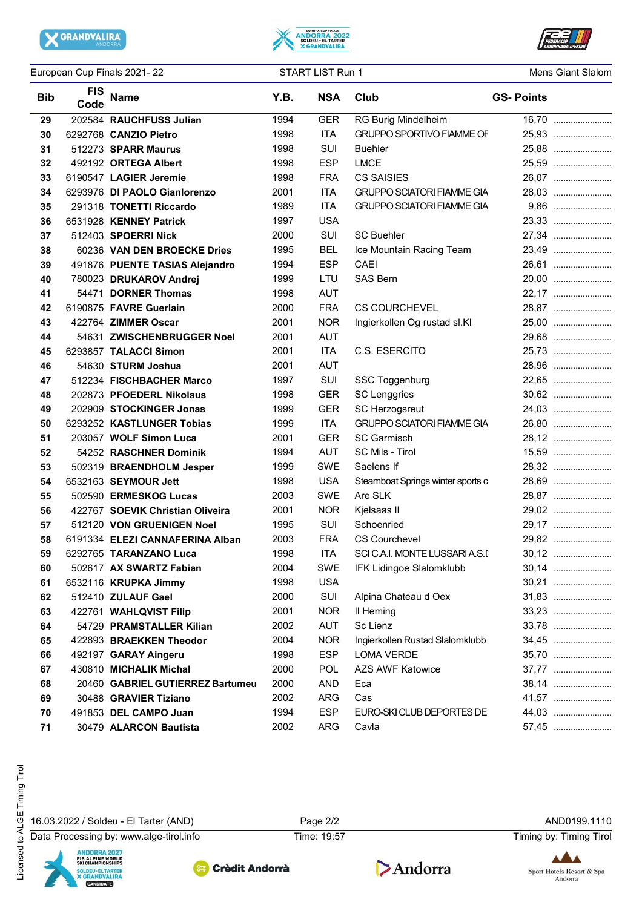European Cup Finals 2021- 22 | START LIST Run 1 | Mens Giant Slalom

| Bib | FIS Code | Name | Y.B. | NSA | Club | GS- Points | |
|---|---|---|---|---|---|---|---|
| 29 | 202584 | **RAUCHFUSS Julian** | 1994 | GER | RG Burig Mindelheim | 16,70 | ..................... |
| 30 | 6292768 | **CANZIO Pietro** | 1998 | ITA | GRUPPO SPORTIVO FIAMME OF | 25,93 | ..................... |
| 31 | 512273 | **SPARR Maurus** | 1998 | SUI | Buehler | 25,88 | ..................... |
| 32 | 492192 | **ORTEGA Albert** | 1998 | ESP | LMCE | 25,59 | ..................... |
| 33 | 6190547 | **LAGIER Jeremie** | 1998 | FRA | CS SAISIES | 26,07 | ..................... |
| 34 | 6293976 | **DI PAOLO Gianlorenzo** | 2001 | ITA | GRUPPO SCIATORI FIAMME GIA | 28,03 | ..................... |
| 35 | 291318 | **TONETTI Riccardo** | 1989 | ITA | GRUPPO SCIATORI FIAMME GIA | 9,86 | ..................... |
| 36 | 6531928 | **KENNEY Patrick** | 1997 | USA | | 23,33 | ..................... |
| 37 | 512403 | **SPOERRI Nick** | 2000 | SUI | SC Buehler | 27,34 | ..................... |
| 38 | 60236 | **VAN DEN BROECKE Dries** | 1995 | BEL | Ice Mountain Racing Team | 23,49 | ..................... |
| 39 | 491876 | **PUENTE TASIAS Alejandro** | 1994 | ESP | CAEI | 26,61 | ..................... |
| 40 | 780023 | **DRUKAROV Andrej** | 1999 | LTU | SAS Bern | 20,00 | ..................... |
| 41 | 54471 | **DORNER Thomas** | 1998 | AUT | | 22,17 | ..................... |
| 42 | 6190875 | **FAVRE Guerlain** | 2000 | FRA | CS COURCHEVEL | 28,87 | ..................... |
| 43 | 422764 | **ZIMMER Oscar** | 2001 | NOR | Ingierkollen Og rustad sl.Kl | 25,00 | ..................... |
| 44 | 54631 | **ZWISCHENBRUGGER Noel** | 2001 | AUT | | 29,68 | ..................... |
| 45 | 6293857 | **TALACCI Simon** | 2001 | ITA | C.S. ESERCITO | 25,73 | ..................... |
| 46 | 54630 | **STURM Joshua** | 2001 | AUT | | 28,96 | ..................... |
| 47 | 512234 | **FISCHBACHER Marco** | 1997 | SUI | SSC Toggenburg | 22,65 | ..................... |
| 48 | 202873 | **PFOEDERL Nikolaus** | 1998 | GER | SC Lenggries | 30,62 | ..................... |
| 49 | 202909 | **STOCKINGER Jonas** | 1999 | GER | SC Herzogsreut | 24,03 | ..................... |
| 50 | 6293252 | **KASTLUNGER Tobias** | 1999 | ITA | GRUPPO SCIATORI FIAMME GIA | 26,80 | ..................... |
| 51 | 203057 | **WOLF Simon Luca** | 2001 | GER | SC Garmisch | 28,12 | ..................... |
| 52 | 54252 | **RASCHNER Dominik** | 1994 | AUT | SC Mils - Tirol | 15,59 | ..................... |
| 53 | 502319 | **BRAENDHOLM Jesper** | 1999 | SWE | Saelens If | 28,32 | ..................... |
| 54 | 6532163 | **SEYMOUR Jett** | 1998 | USA | Steamboat Springs winter sports c | 28,69 | ..................... |
| 55 | 502590 | **ERMESKOG Lucas** | 2003 | SWE | Are SLK | 28,87 | ..................... |
| 56 | 422767 | **SOEVIK Christian Oliveira** | 2001 | NOR | Kjelsaas Il | 29,02 | ..................... |
| 57 | 512120 | **VON GRUENIGEN Noel** | 1995 | SUI | Schoenried | 29,17 | ..................... |
| 58 | 6191334 | **ELEZI CANNAFERINA Alban** | 2003 | FRA | CS Courchevel | 29,82 | ..................... |
| 59 | 6292765 | **TARANZANO Luca** | 1998 | ITA | SCI C.A.I. MONTE LUSSARI A.S.D | 30,12 | ..................... |
| 60 | 502617 | **AX SWARTZ Fabian** | 2004 | SWE | IFK Lidingoe Slalomklubb | 30,14 | ..................... |
| 61 | 6532116 | **KRUPKA Jimmy** | 1998 | USA | | 30,21 | ..................... |
| 62 | 512410 | **ZULAUF Gael** | 2000 | SUI | Alpina Chateau d Oex | 31,83 | ..................... |
| 63 | 422761 | **WAHLQVIST Filip** | 2001 | NOR | Il Heming | 33,23 | ..................... |
| 64 | 54729 | **PRAMSTALLER Kilian** | 2002 | AUT | Sc Lienz | 33,78 | ..................... |
| 65 | 422893 | **BRAEKKEN Theodor** | 2004 | NOR | Ingierkollen Rustad Slalomklubb | 34,45 | ..................... |
| 66 | 492197 | **GARAY Aingeru** | 1998 | ESP | LOMA VERDE | 35,70 | ..................... |
| 67 | 430810 | **MICHALIK Michal** | 2000 | POL | AZS AWF Katowice | 37,77 | ..................... |
| 68 | 20460 | **GABRIEL GUTIERREZ Bartumeu** | 2000 | AND | Eca | 38,14 | ..................... |
| 69 | 30488 | **GRAVIER Tiziano** | 2002 | ARG | Cas | 41,57 | ..................... |
| 70 | 491853 | **DEL CAMPO Juan** | 1994 | ESP | EURO-SKI CLUB DEPORTES DE | 44,03 | ..................... |
| 71 | 30479 | **ALARCON Bautista** | 2002 | ARG | Cavla | 57,45 | ..................... |

16.03.2022 / Soldeu - El Tarter (AND) | AND0199.1110

Data Processing by: www.alge-tirol.info | Time: 19:57 | Timing by: Timing Tirol

Licensed to ALGE Timing Tirol